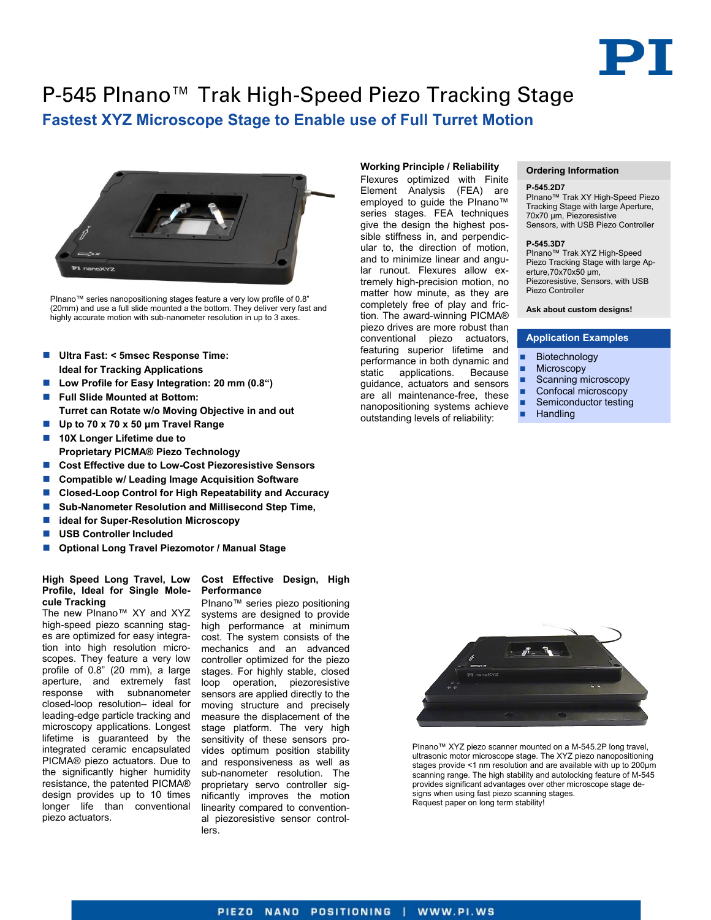# P-545 PInano™ Trak High-Speed Piezo Tracking Stage

## Fastest XYZ Microscope Stage to Enable use of Full Turret Motion

PInano™ series nanopositioning stages feature a very low profile of 0.8" (20mm) and use a full slide mounted a the bottom. They deliver very fast and highly accurate motion with sub-nanometer resolution in up to 3 axes.

- **Ultra Fast: < 5msec Response Time: Ideal for Tracking Applications**
- **Low Profile for Easy Integration: 20 mm (0.8")**
- **Full Slide Mounted at Bottom: Turret can Rotate w/o Moving Objective in and out**
- **Up to 70 x 70 x 50 µm Travel Range**
- **10X Longer Lifetime due to Proprietary PICMA® Piezo Technology**
- **Cost Effective due to Low-Cost Piezoresistive Sensors**
- **Compatible w/ Leading Image Acquisition Software**
- **Closed-Loop Control for High Repeatability and Accuracy**
- **Sub-Nanometer Resolution and Millisecond Step Time,**
- **ideal for Super-Resolution Microscopy**
- **USB Controller Included**
- **Optional Long Travel Piezomotor / Manual Stage**

### High Speed Long Travel, Low Profile, Ideal for Single Molecule Tracking

The new PInano™ XY and XYZ high-speed piezo scanning stages are optimized for easy integration into high resolution microscopes. They feature a very low profile of 0.8" (20 mm), a large aperture, and extremely fast response with subnanometer closed-loop resolution– ideal for leading-edge particle tracking and microscopy applications. Longest lifetime is guaranteed by the integrated ceramic encapsulated PICMA® piezo actuators. Due to the significantly higher humidity resistance, the patented PICMA® design provides up to 10 times longer life than conventional piezo actuators.

### Cost Effective Design, High Performance

PInano™ series piezo positioning systems are designed to provide high performance at minimum cost. The system consists of the mechanics and an advanced controller optimized for the piezo stages. For highly stable, closed loop operation, piezoresistive sensors are applied directly to the moving structure and precisely measure the displacement of the stage platform. The very high sensitivity of these sensors provides optimum position stability and responsiveness as well as sub-nanometer resolution. The proprietary servo controller significantly improves the motion linearity compared to conventional piezoresistive sensor controllers.

### Working Principle / Reliability

Flexures optimized with Finite Element Analysis (FEA) are employed to guide the PInano™ series stages. FEA techniques give the design the highest possible stiffness in, and perpendicular to, the direction of motion, and to minimize linear and angular runout. Flexures allow extremely high-precision motion, no matter how minute, as they are completely free of play and friction. The award-winning PICMA® piezo drives are more robust than conventional piezo actuators, featuring superior lifetime and performance in both dynamic and static applications. Because guidance, actuators and sensors are all maintenance-free, these nanopositioning systems achieve outstanding levels of reliability:

PInano™ XYZ piezo scanner mounted on a M-545.2P long travel, ultrasonic motor microscope stage. The XYZ piezo nanopositioning stages provide <1 nm resolution and are available with up to 200µm scanning range. The high stability and autolocking feature of M-545 provides significant advantages over other microscope stage designs when using fast piezo scanning stages.
Request paper on long term stability!

### Ordering Information

**P-545.2D7**
PInano™ Trak XY High-Speed Piezo Tracking Stage with large Aperture, 70x70 µm, Piezoresistive Sensors, with USB Piezo Controller

**P-545.3D7**
PInano™ Trak XYZ High-Speed Piezo Tracking Stage with large Aperture,70x70x50 µm, Piezoresistive, Sensors, with USB Piezo Controller

**Ask about custom designs!**

### Application Examples

- Biotechnology
- Microscopy
- Scanning microscopy
- Confocal microscopy
- Semiconductor testing
- Handling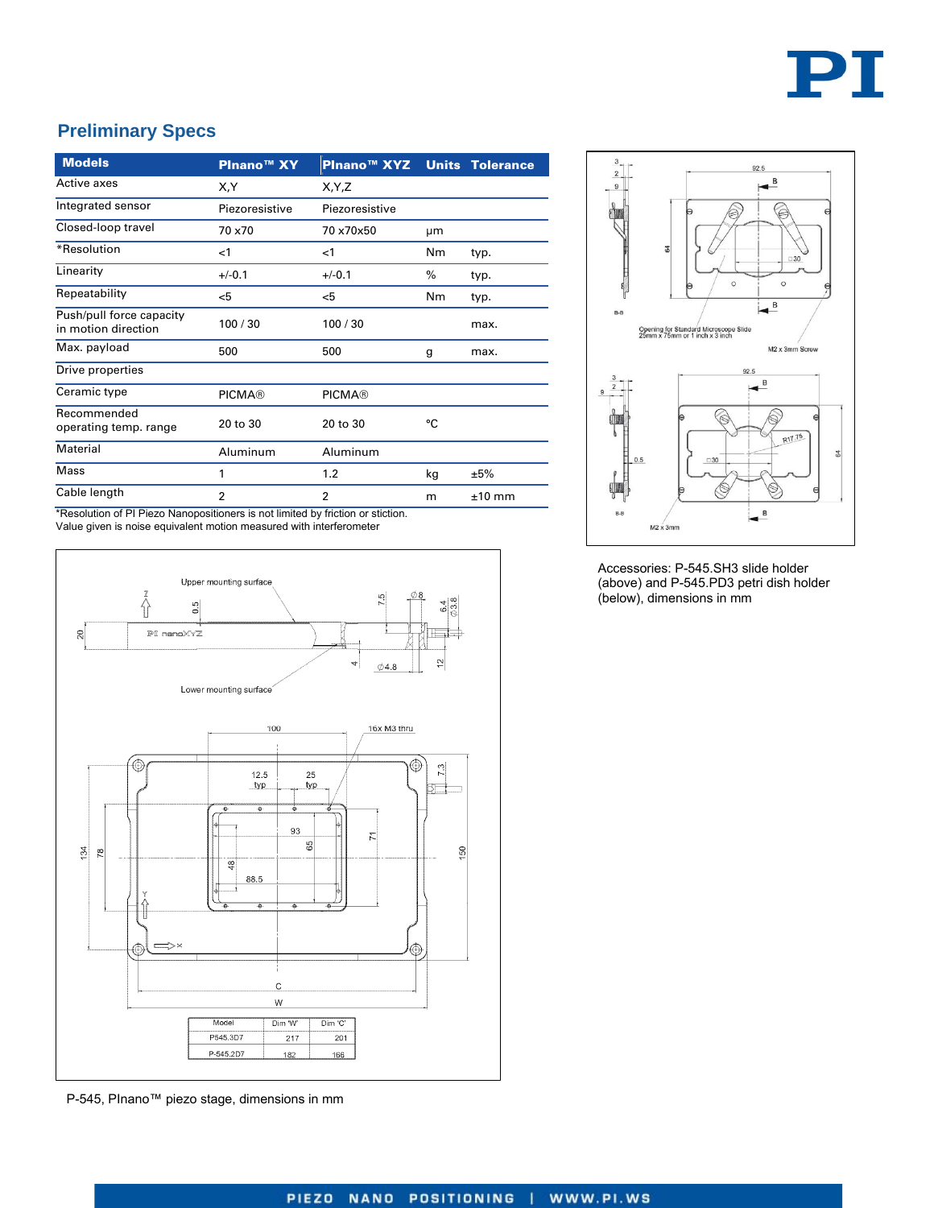## Preliminary Specs

| Models | PInano™ XY | PInano™ XYZ | Units | Tolerance |
|---|---|---|---|---|
| Active axes | X,Y | X,Y,Z | | |
| Integrated sensor | Piezoresistive | Piezoresistive | | |
| Closed-loop travel | 70 x70 | 70 x70x50 | µm | |
| *Resolution | <1 | <1 | Nm | typ. |
| Linearity | +/-0.1 | +/-0.1 | % | typ. |
| Repeatability | <5 | <5 | Nm | typ. |
| Push/pull force capacity in motion direction | 100 / 30 | 100 / 30 | | max. |
| Max. payload | 500 | 500 | g | max. |
| Drive properties | | | | |
| Ceramic type | PICMA® | PICMA® | | |
| Recommended operating temp. range | 20 to 30 | 20 to 30 | °C | |
| Material | Aluminum | Aluminum | | |
| Mass | 1 | 1.2 | kg | ±5% |
| Cable length | 2 | 2 | m | ±10 mm |

*Resolution of PI Piezo Nanopositioners is not limited by friction or stiction.
Value given is noise equivalent motion measured with interferometer

| Model | Dim 'W' | Dim 'C' |
|---|---|---|
| P545.3D7 | 217 | 201 |
| P-545.2D7 | 182 | 166 |

P-545, PInano™ piezo stage, dimensions in mm

Accessories: P-545.SH3 slide holder (above) and P-545.PD3 petri dish holder (below), dimensions in mm